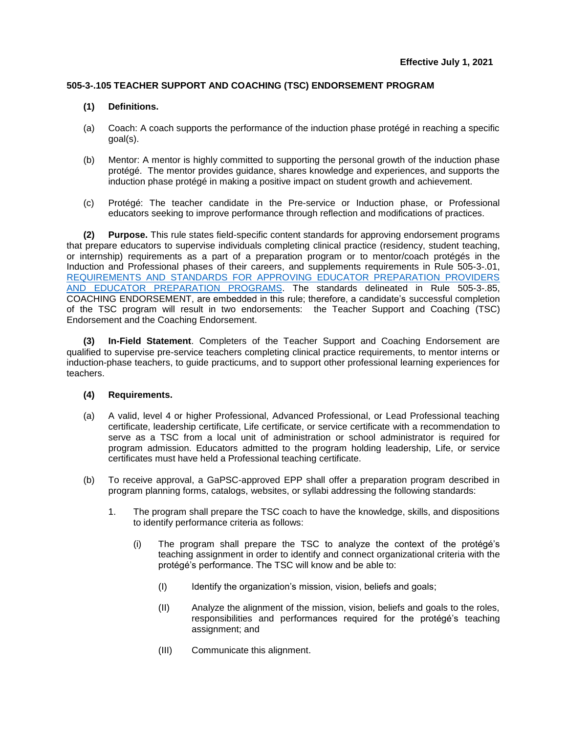**Effective July 1, 2021**

**505-3-.105 TEACHER SUPPORT AND COACHING (TSC) ENDORSEMENT PROGRAM**

**(1) Definitions.**

(a) Coach: A coach supports the performance of the induction phase protégé in reaching a specific goal(s).

(b) Mentor: A mentor is highly committed to supporting the personal growth of the induction phase protégé. The mentor provides guidance, shares knowledge and experiences, and supports the induction phase protégé in making a positive impact on student growth and achievement.

(c) Protégé: The teacher candidate in the Pre-service or Induction phase, or Professional educators seeking to improve performance through reflection and modifications of practices.

**(2) Purpose.** This rule states field-specific content standards for approving endorsement programs that prepare educators to supervise individuals completing clinical practice (residency, student teaching, or internship) requirements as a part of a preparation program or to mentor/coach protégés in the Induction and Professional phases of their careers, and supplements requirements in Rule 505-3-.01, REQUIREMENTS AND STANDARDS FOR APPROVING EDUCATOR PREPARATION PROVIDERS AND EDUCATOR PREPARATION PROGRAMS. The standards delineated in Rule 505-3-.85, COACHING ENDORSEMENT, are embedded in this rule; therefore, a candidate's successful completion of the TSC program will result in two endorsements: the Teacher Support and Coaching (TSC) Endorsement and the Coaching Endorsement.

**(3) In-Field Statement**. Completers of the Teacher Support and Coaching Endorsement are qualified to supervise pre-service teachers completing clinical practice requirements, to mentor interns or induction-phase teachers, to guide practicums, and to support other professional learning experiences for teachers.

**(4) Requirements.**

(a) A valid, level 4 or higher Professional, Advanced Professional, or Lead Professional teaching certificate, leadership certificate, Life certificate, or service certificate with a recommendation to serve as a TSC from a local unit of administration or school administrator is required for program admission. Educators admitted to the program holding leadership, Life, or service certificates must have held a Professional teaching certificate.

(b) To receive approval, a GaPSC-approved EPP shall offer a preparation program described in program planning forms, catalogs, websites, or syllabi addressing the following standards:

1. The program shall prepare the TSC coach to have the knowledge, skills, and dispositions to identify performance criteria as follows:

   (i) The program shall prepare the TSC to analyze the context of the protégé's teaching assignment in order to identify and connect organizational criteria with the protégé's performance. The TSC will know and be able to:

      (I) Identify the organization's mission, vision, beliefs and goals;

      (II) Analyze the alignment of the mission, vision, beliefs and goals to the roles, responsibilities and performances required for the protégé's teaching assignment; and

      (III) Communicate this alignment.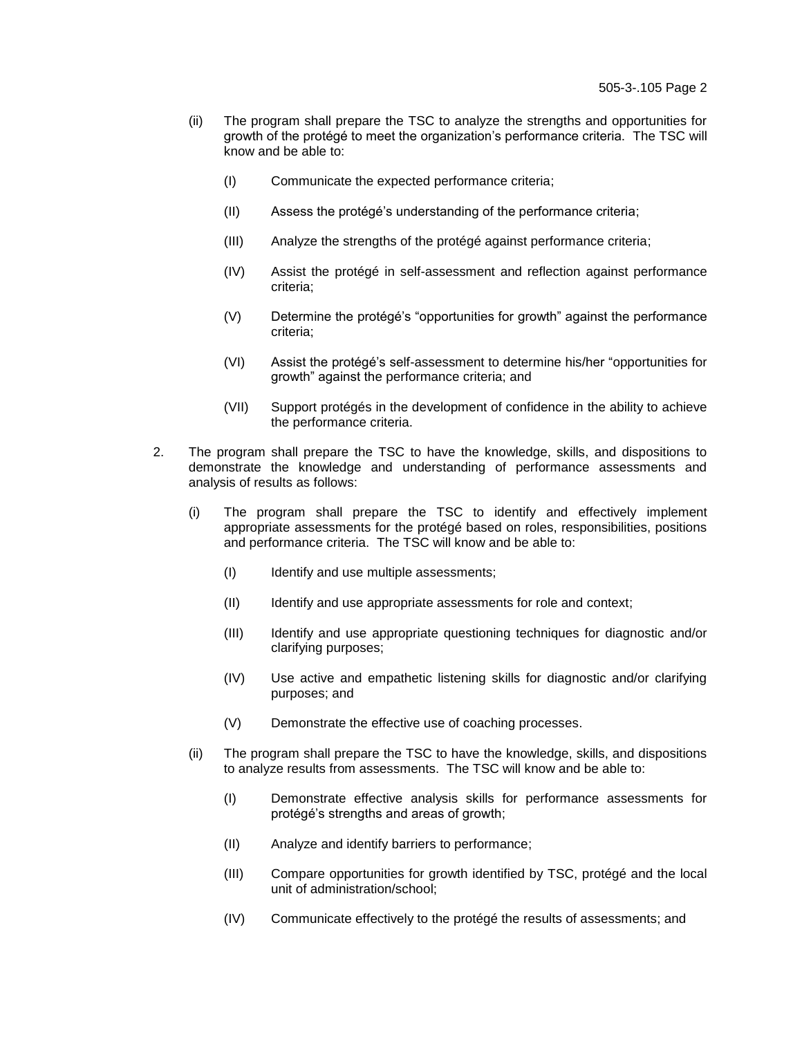(ii) The program shall prepare the TSC to analyze the strengths and opportunities for growth of the protégé to meet the organization's performance criteria. The TSC will know and be able to:

(I) Communicate the expected performance criteria;

(II) Assess the protégé's understanding of the performance criteria;

(III) Analyze the strengths of the protégé against performance criteria;

(IV) Assist the protégé in self-assessment and reflection against performance criteria;

(V) Determine the protégé's "opportunities for growth" against the performance criteria;

(VI) Assist the protégé's self-assessment to determine his/her "opportunities for growth" against the performance criteria; and

(VII) Support protégés in the development of confidence in the ability to achieve the performance criteria.

2. The program shall prepare the TSC to have the knowledge, skills, and dispositions to demonstrate the knowledge and understanding of performance assessments and analysis of results as follows:

(i) The program shall prepare the TSC to identify and effectively implement appropriate assessments for the protégé based on roles, responsibilities, positions and performance criteria. The TSC will know and be able to:

(I) Identify and use multiple assessments;

(II) Identify and use appropriate assessments for role and context;

(III) Identify and use appropriate questioning techniques for diagnostic and/or clarifying purposes;

(IV) Use active and empathetic listening skills for diagnostic and/or clarifying purposes; and

(V) Demonstrate the effective use of coaching processes.

(ii) The program shall prepare the TSC to have the knowledge, skills, and dispositions to analyze results from assessments. The TSC will know and be able to:

(I) Demonstrate effective analysis skills for performance assessments for protégé's strengths and areas of growth;

(II) Analyze and identify barriers to performance;

(III) Compare opportunities for growth identified by TSC, protégé and the local unit of administration/school;

(IV) Communicate effectively to the protégé the results of assessments; and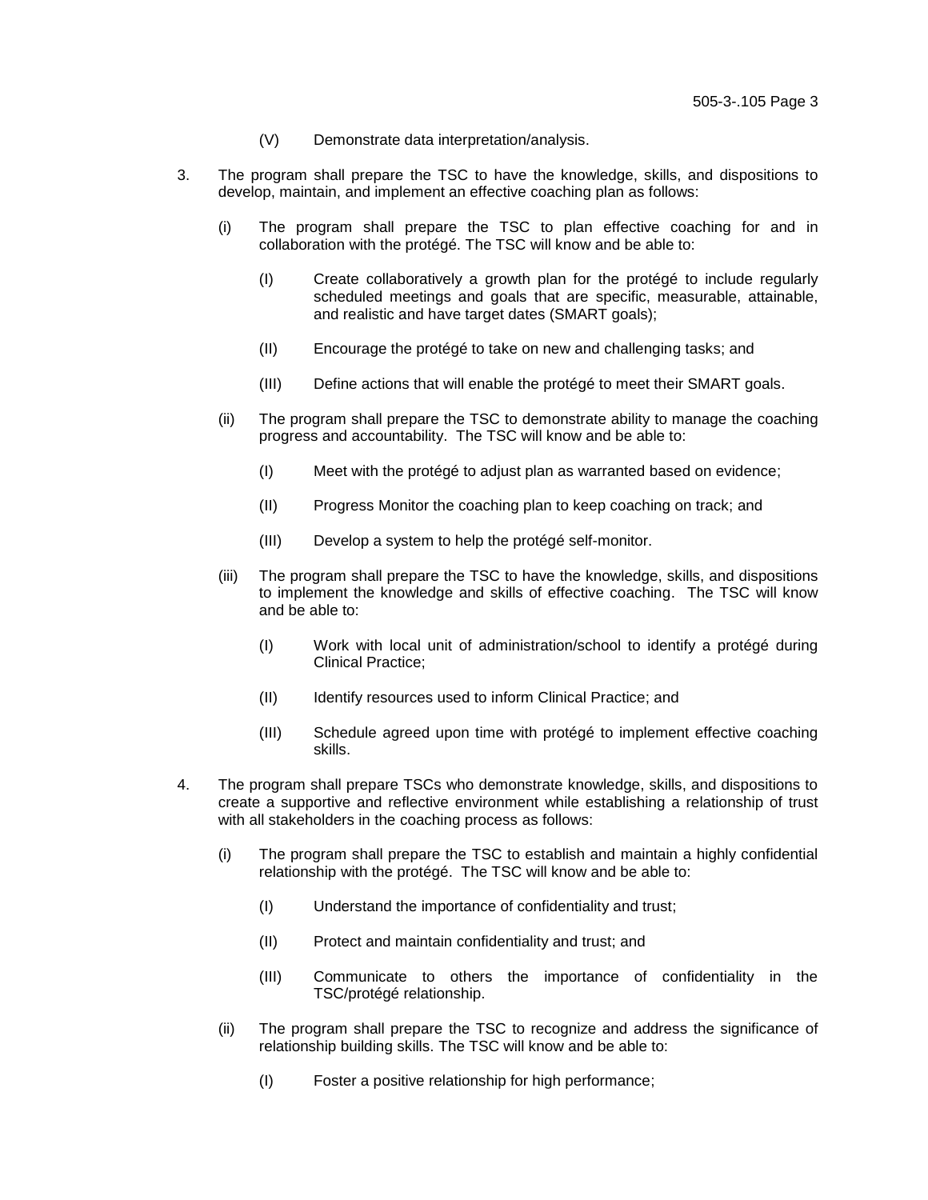(V) Demonstrate data interpretation/analysis.

3. The program shall prepare the TSC to have the knowledge, skills, and dispositions to develop, maintain, and implement an effective coaching plan as follows:

   (i) The program shall prepare the TSC to plan effective coaching for and in collaboration with the protégé. The TSC will know and be able to:

      (I) Create collaboratively a growth plan for the protégé to include regularly scheduled meetings and goals that are specific, measurable, attainable, and realistic and have target dates (SMART goals);

      (II) Encourage the protégé to take on new and challenging tasks; and

      (III) Define actions that will enable the protégé to meet their SMART goals.

   (ii) The program shall prepare the TSC to demonstrate ability to manage the coaching progress and accountability. The TSC will know and be able to:

      (I) Meet with the protégé to adjust plan as warranted based on evidence;

      (II) Progress Monitor the coaching plan to keep coaching on track; and

      (III) Develop a system to help the protégé self-monitor.

   (iii) The program shall prepare the TSC to have the knowledge, skills, and dispositions to implement the knowledge and skills of effective coaching. The TSC will know and be able to:

      (I) Work with local unit of administration/school to identify a protégé during Clinical Practice;

      (II) Identify resources used to inform Clinical Practice; and

      (III) Schedule agreed upon time with protégé to implement effective coaching skills.

4. The program shall prepare TSCs who demonstrate knowledge, skills, and dispositions to create a supportive and reflective environment while establishing a relationship of trust with all stakeholders in the coaching process as follows:

   (i) The program shall prepare the TSC to establish and maintain a highly confidential relationship with the protégé. The TSC will know and be able to:

      (I) Understand the importance of confidentiality and trust;

      (II) Protect and maintain confidentiality and trust; and

      (III) Communicate to others the importance of confidentiality in the TSC/protégé relationship.

   (ii) The program shall prepare the TSC to recognize and address the significance of relationship building skills. The TSC will know and be able to:

      (I) Foster a positive relationship for high performance;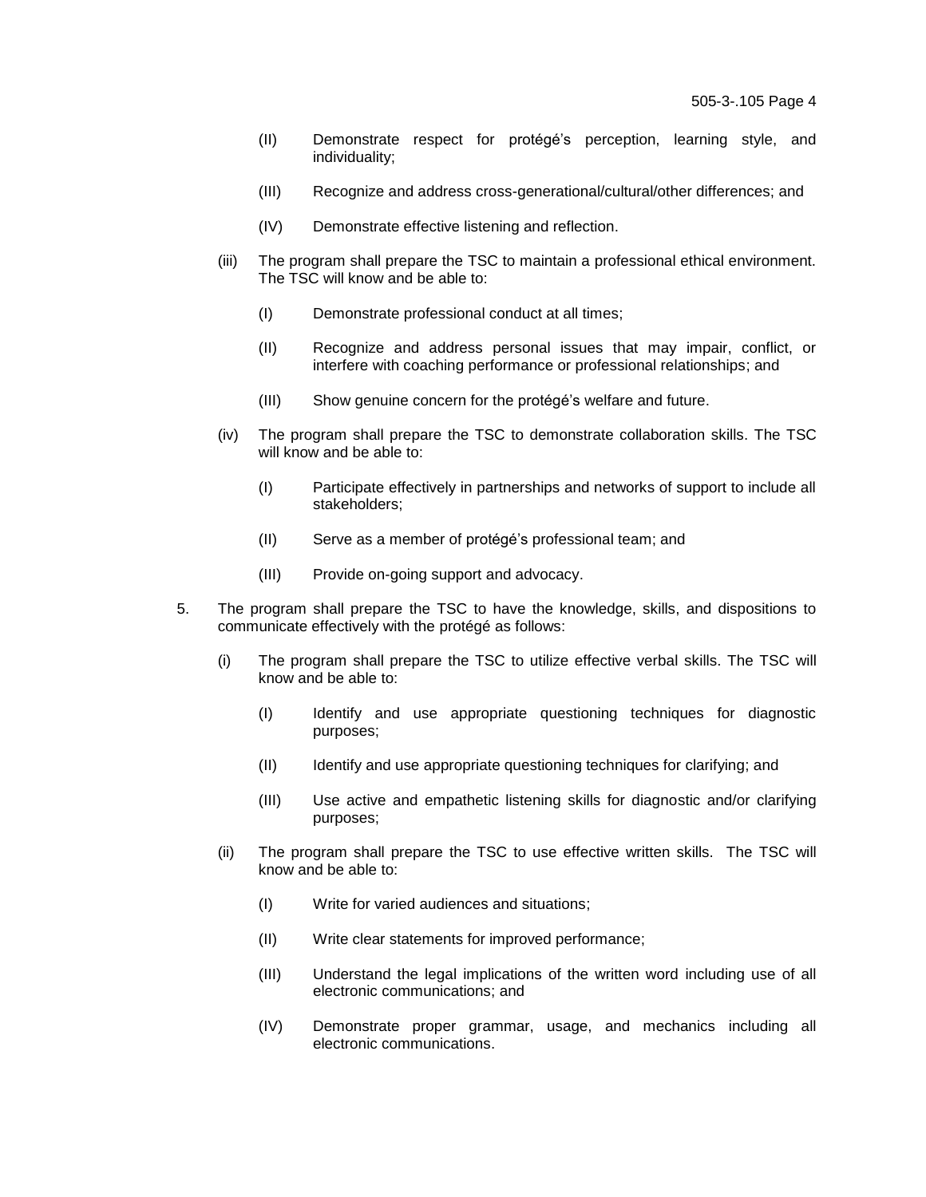(II) Demonstrate respect for protégé's perception, learning style, and individuality;

(III) Recognize and address cross-generational/cultural/other differences; and

(IV) Demonstrate effective listening and reflection.

(iii) The program shall prepare the TSC to maintain a professional ethical environment. The TSC will know and be able to:

(I) Demonstrate professional conduct at all times;

(II) Recognize and address personal issues that may impair, conflict, or interfere with coaching performance or professional relationships; and

(III) Show genuine concern for the protégé's welfare and future.

(iv) The program shall prepare the TSC to demonstrate collaboration skills. The TSC will know and be able to:

(I) Participate effectively in partnerships and networks of support to include all stakeholders;

(II) Serve as a member of protégé's professional team; and

(III) Provide on-going support and advocacy.

5. The program shall prepare the TSC to have the knowledge, skills, and dispositions to communicate effectively with the protégé as follows:

(i) The program shall prepare the TSC to utilize effective verbal skills. The TSC will know and be able to:

(I) Identify and use appropriate questioning techniques for diagnostic purposes;

(II) Identify and use appropriate questioning techniques for clarifying; and

(III) Use active and empathetic listening skills for diagnostic and/or clarifying purposes;

(ii) The program shall prepare the TSC to use effective written skills. The TSC will know and be able to:

(I) Write for varied audiences and situations;

(II) Write clear statements for improved performance;

(III) Understand the legal implications of the written word including use of all electronic communications; and

(IV) Demonstrate proper grammar, usage, and mechanics including all electronic communications.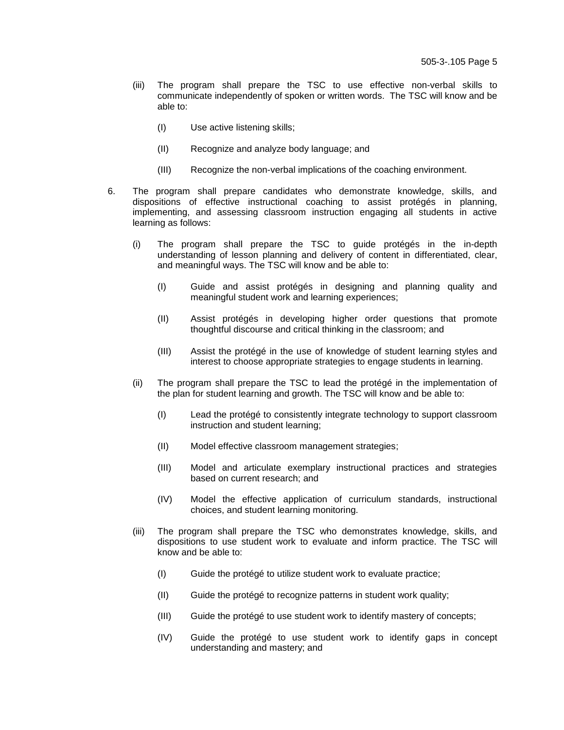(iii) The program shall prepare the TSC to use effective non-verbal skills to communicate independently of spoken or written words. The TSC will know and be able to:

(I) Use active listening skills;

(II) Recognize and analyze body language; and

(III) Recognize the non-verbal implications of the coaching environment.

6. The program shall prepare candidates who demonstrate knowledge, skills, and dispositions of effective instructional coaching to assist protégés in planning, implementing, and assessing classroom instruction engaging all students in active learning as follows:

(i) The program shall prepare the TSC to guide protégés in the in-depth understanding of lesson planning and delivery of content in differentiated, clear, and meaningful ways. The TSC will know and be able to:

(I) Guide and assist protégés in designing and planning quality and meaningful student work and learning experiences;

(II) Assist protégés in developing higher order questions that promote thoughtful discourse and critical thinking in the classroom; and

(III) Assist the protégé in the use of knowledge of student learning styles and interest to choose appropriate strategies to engage students in learning.

(ii) The program shall prepare the TSC to lead the protégé in the implementation of the plan for student learning and growth. The TSC will know and be able to:

(I) Lead the protégé to consistently integrate technology to support classroom instruction and student learning;

(II) Model effective classroom management strategies;

(III) Model and articulate exemplary instructional practices and strategies based on current research; and

(IV) Model the effective application of curriculum standards, instructional choices, and student learning monitoring.

(iii) The program shall prepare the TSC who demonstrates knowledge, skills, and dispositions to use student work to evaluate and inform practice. The TSC will know and be able to:

(I) Guide the protégé to utilize student work to evaluate practice;

(II) Guide the protégé to recognize patterns in student work quality;

(III) Guide the protégé to use student work to identify mastery of concepts;

(IV) Guide the protégé to use student work to identify gaps in concept understanding and mastery; and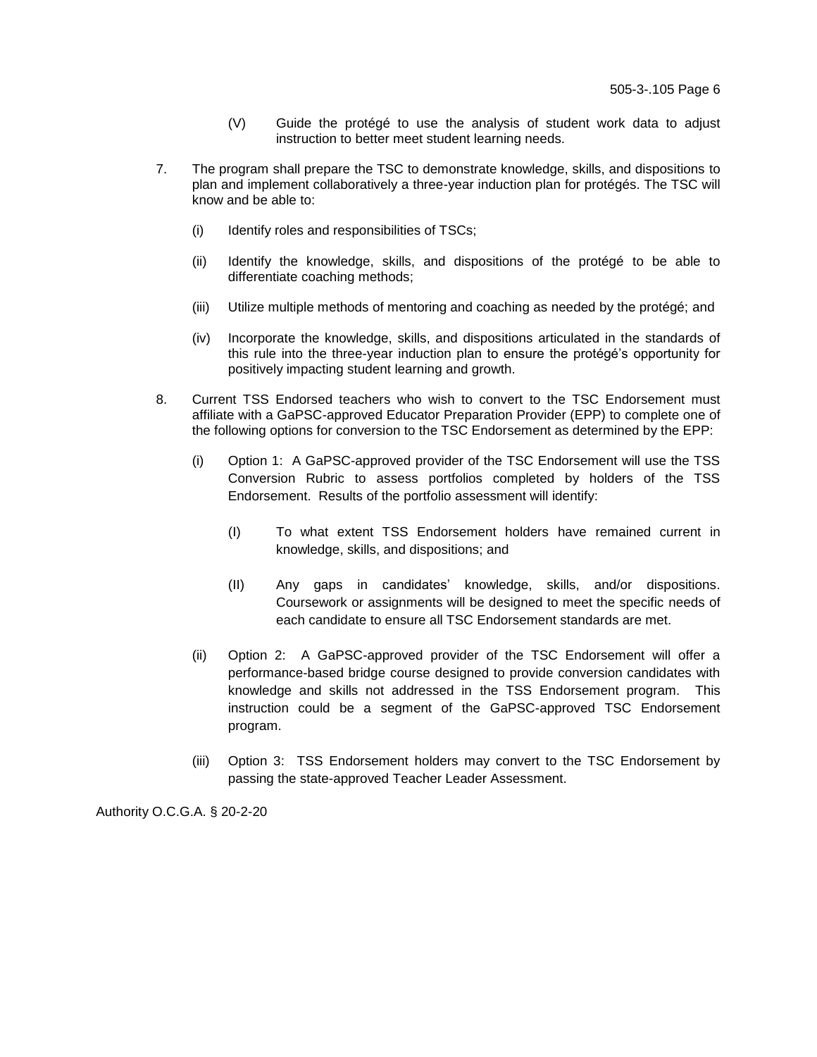(V) Guide the protégé to use the analysis of student work data to adjust instruction to better meet student learning needs.

7. The program shall prepare the TSC to demonstrate knowledge, skills, and dispositions to plan and implement collaboratively a three-year induction plan for protégés. The TSC will know and be able to:

   (i) Identify roles and responsibilities of TSCs;

   (ii) Identify the knowledge, skills, and dispositions of the protégé to be able to differentiate coaching methods;

   (iii) Utilize multiple methods of mentoring and coaching as needed by the protégé; and

   (iv) Incorporate the knowledge, skills, and dispositions articulated in the standards of this rule into the three-year induction plan to ensure the protégé's opportunity for positively impacting student learning and growth.

8. Current TSS Endorsed teachers who wish to convert to the TSC Endorsement must affiliate with a GaPSC-approved Educator Preparation Provider (EPP) to complete one of the following options for conversion to the TSC Endorsement as determined by the EPP:

   (i) Option 1: A GaPSC-approved provider of the TSC Endorsement will use the TSS Conversion Rubric to assess portfolios completed by holders of the TSS Endorsement. Results of the portfolio assessment will identify:

      (I) To what extent TSS Endorsement holders have remained current in knowledge, skills, and dispositions; and

      (II) Any gaps in candidates' knowledge, skills, and/or dispositions. Coursework or assignments will be designed to meet the specific needs of each candidate to ensure all TSC Endorsement standards are met.

   (ii) Option 2: A GaPSC-approved provider of the TSC Endorsement will offer a performance-based bridge course designed to provide conversion candidates with knowledge and skills not addressed in the TSS Endorsement program. This instruction could be a segment of the GaPSC-approved TSC Endorsement program.

   (iii) Option 3: TSS Endorsement holders may convert to the TSC Endorsement by passing the state-approved Teacher Leader Assessment.

Authority O.C.G.A. § 20-2-20